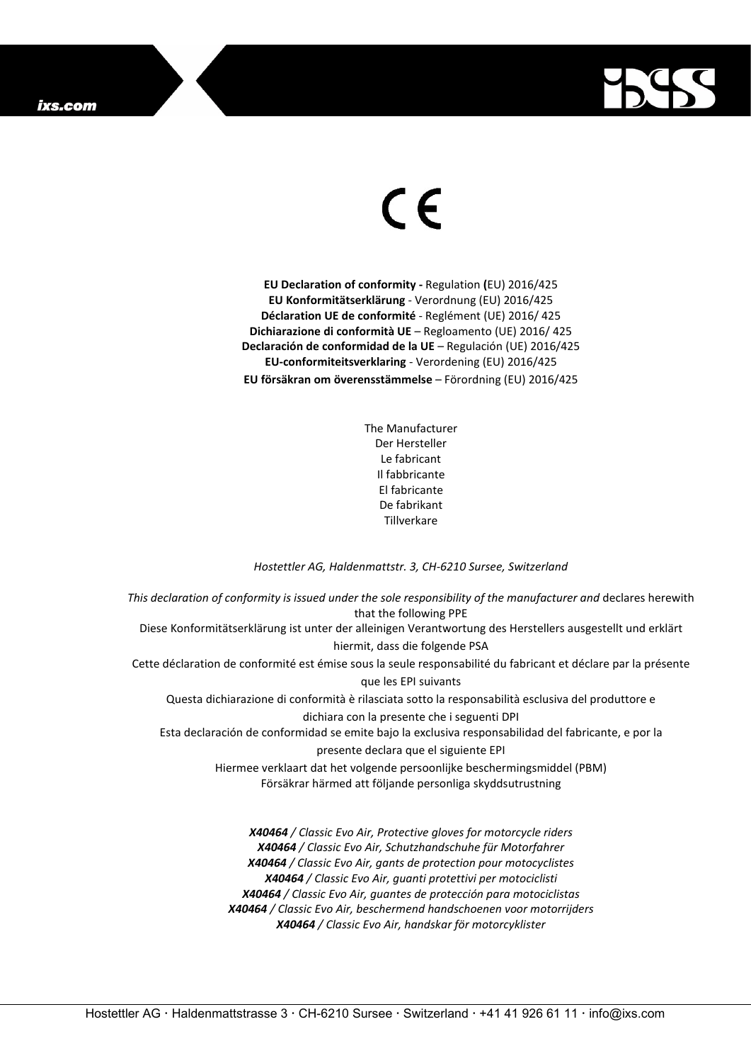CE

**EU Declaration of conformity -** Regulation **(**EU) 2016/425
**EU Konformitätserklärung** - Verordnung (EU) 2016/425
**Déclaration UE de conformité** - Reglément (UE) 2016/ 425
**Dichiarazione di conformità UE** – Regloamento (UE) 2016/ 425
**Declaración de conformidad de la UE** – Regulación (UE) 2016/425
**EU-conformiteitsverklaring** - Verordening (EU) 2016/425
**EU försäkran om överensstämmelse** – Förordning (EU) 2016/425

The Manufacturer
Der Hersteller
Le fabricant
Il fabbricante
El fabricante
De fabrikant
Tillverkare

*Hostettler AG, Haldenmattstr. 3, CH-6210 Sursee, Switzerland*

*This declaration of conformity is issued under the sole responsibility of the manufacturer and* declares herewith that the following PPE
Diese Konformitätserklärung ist unter der alleinigen Verantwortung des Herstellers ausgestellt und erklärt hiermit, dass die folgende PSA
Cette déclaration de conformité est émise sous la seule responsabilité du fabricant et déclare par la présente que les EPI suivants
Questa dichiarazione di conformità è rilasciata sotto la responsabilità esclusiva del produttore e dichiara con la presente che i seguenti DPI
Esta declaración de conformidad se emite bajo la exclusiva responsabilidad del fabricante, e por la presente declara que el siguiente EPI
Hiermee verklaart dat het volgende persoonlijke beschermingsmiddel (PBM)
Försäkrar härmed att följande personliga skyddsutrustning

***X40464** / Classic Evo Air, Protective gloves for motorcycle riders*
***X40464** / Classic Evo Air, Schutzhandschuhe für Motorfahrer*
***X40464** / Classic Evo Air, gants de protection pour motocyclistes*
***X40464** / Classic Evo Air, guanti protettivi per motociclisti*
***X40464** / Classic Evo Air, guantes de protección para motociclistas*
***X40464** / Classic Evo Air, beschermend handschoenen voor motorrijders*
***X40464** / Classic Evo Air, handskar för motorcyklister*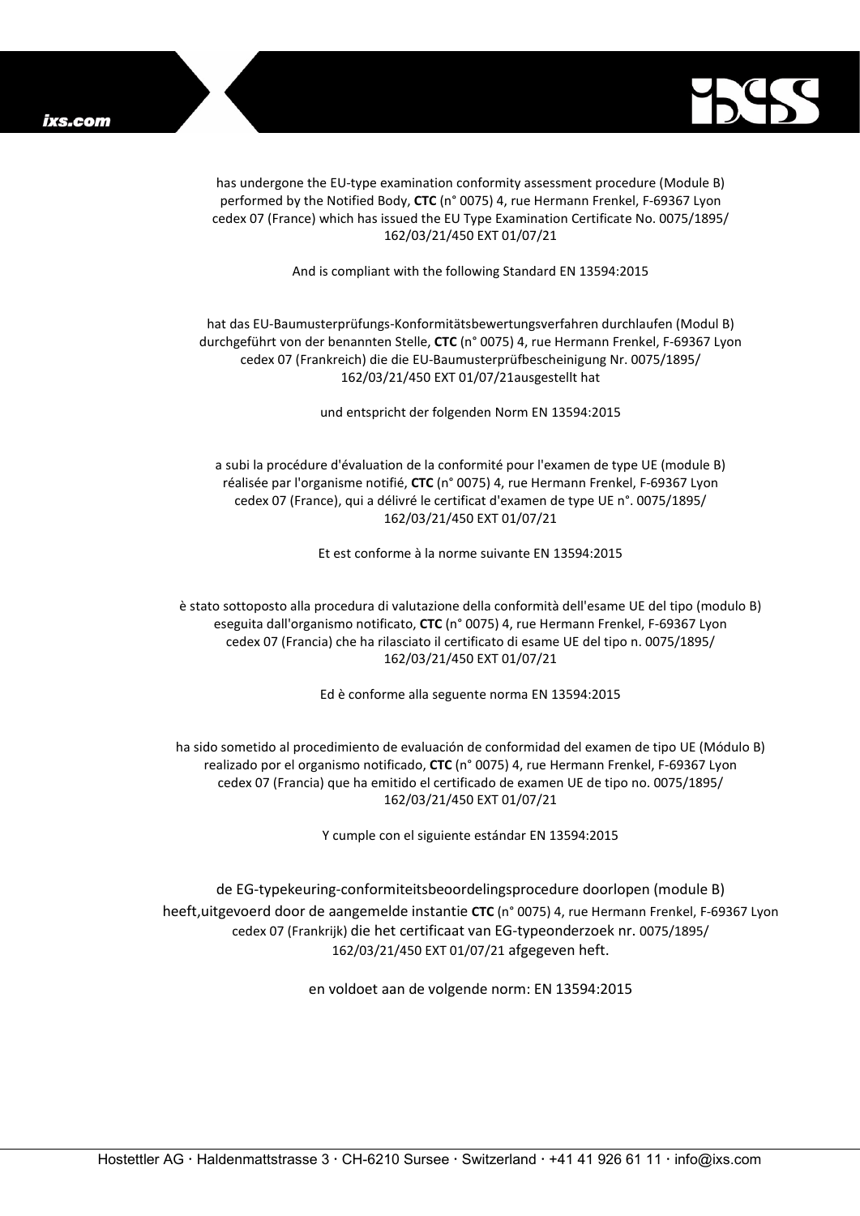has undergone the EU-type examination conformity assessment procedure (Module B) performed by the Notified Body, **CTC** (n° 0075) 4, rue Hermann Frenkel, F-69367 Lyon cedex 07 (France) which has issued the EU Type Examination Certificate No. 0075/1895/ 162/03/21/450 EXT 01/07/21

And is compliant with the following Standard EN 13594:2015

hat das EU-Baumusterprüfungs-Konformitätsbewertungsverfahren durchlaufen (Modul B) durchgeführt von der benannten Stelle, **CTC** (n° 0075) 4, rue Hermann Frenkel, F-69367 Lyon cedex 07 (Frankreich) die die EU-Baumusterprüfbescheinigung Nr. 0075/1895/ 162/03/21/450 EXT 01/07/21ausgestellt hat

und entspricht der folgenden Norm EN 13594:2015

a subi la procédure d'évaluation de la conformité pour l'examen de type UE (module B) réalisée par l'organisme notifié, **CTC** (n° 0075) 4, rue Hermann Frenkel, F-69367 Lyon cedex 07 (France), qui a délivré le certificat d'examen de type UE n°. 0075/1895/ 162/03/21/450 EXT 01/07/21

Et est conforme à la norme suivante EN 13594:2015

è stato sottoposto alla procedura di valutazione della conformità dell'esame UE del tipo (modulo B) eseguita dall'organismo notificato, **CTC** (n° 0075) 4, rue Hermann Frenkel, F-69367 Lyon cedex 07 (Francia) che ha rilasciato il certificato di esame UE del tipo n. 0075/1895/ 162/03/21/450 EXT 01/07/21

Ed è conforme alla seguente norma EN 13594:2015

ha sido sometido al procedimiento de evaluación de conformidad del examen de tipo UE (Módulo B) realizado por el organismo notificado, **CTC** (n° 0075) 4, rue Hermann Frenkel, F-69367 Lyon cedex 07 (Francia) que ha emitido el certificado de examen UE de tipo no. 0075/1895/ 162/03/21/450 EXT 01/07/21

Y cumple con el siguiente estándar EN 13594:2015

de EG-typekeuring-conformiteitsbeoordelingsprocedure doorlopen (module B) heeft,uitgevoerd door de aangemelde instantie **CTC** (n° 0075) 4, rue Hermann Frenkel, F-69367 Lyon cedex 07 (Frankrijk) die het certificaat van EG-typeonderzoek nr. 0075/1895/ 162/03/21/450 EXT 01/07/21 afgegeven heft.

en voldoet aan de volgende norm: EN 13594:2015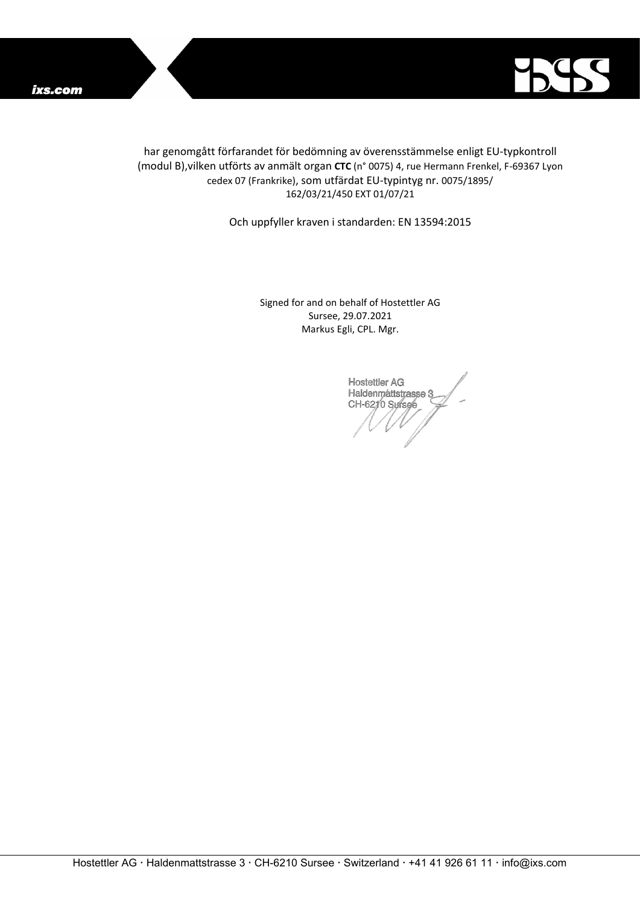har genomgått förfarandet för bedömning av överensstämmelse enligt EU-typkontroll (modul B),vilken utförts av anmält organ **CTC** (n° 0075) 4, rue Hermann Frenkel, F-69367 Lyon cedex 07 (Frankrike), som utfärdat EU-typintyg nr. 0075/1895/ 162/03/21/450 EXT 01/07/21

Och uppfyller kraven i standarden: EN 13594:2015

Signed for and on behalf of Hostettler AG
Sursee, 29.07.2021
Markus Egli, CPL. Mgr.

Hostettler AG
Haldenmattstrasse 3
CH-6210 Sursee